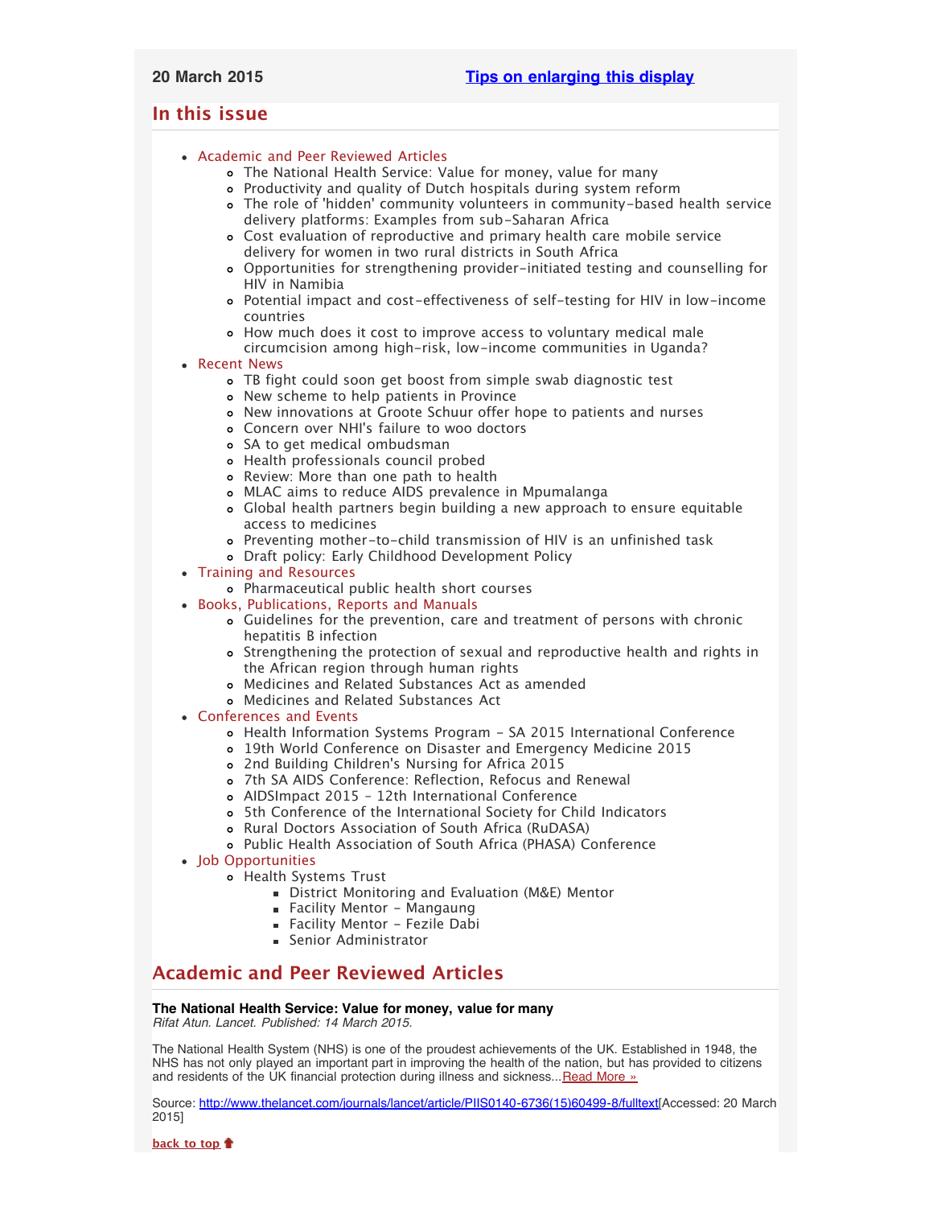**20 March 2015** [Tips on enlarging this display]

## In this issue

- Academic and Peer Reviewed Articles
    - The National Health Service: Value for money, value for many
    - Productivity and quality of Dutch hospitals during system reform
    - The role of 'hidden' community volunteers in community-based health service delivery platforms: Examples from sub-Saharan Africa
    - Cost evaluation of reproductive and primary health care mobile service delivery for women in two rural districts in South Africa
    - Opportunities for strengthening provider-initiated testing and counselling for HIV in Namibia
    - Potential impact and cost-effectiveness of self-testing for HIV in low-income countries
    - How much does it cost to improve access to voluntary medical male circumcision among high-risk, low-income communities in Uganda?
- Recent News
    - TB fight could soon get boost from simple swab diagnostic test
    - New scheme to help patients in Province
    - New innovations at Groote Schuur offer hope to patients and nurses
    - Concern over NHI's failure to woo doctors
    - SA to get medical ombudsman
    - Health professionals council probed
    - Review: More than one path to health
    - MLAC aims to reduce AIDS prevalence in Mpumalanga
    - Global health partners begin building a new approach to ensure equitable access to medicines
    - Preventing mother-to-child transmission of HIV is an unfinished task
    - Draft policy: Early Childhood Development Policy
- Training and Resources
    - Pharmaceutical public health short courses
- Books, Publications, Reports and Manuals
    - Guidelines for the prevention, care and treatment of persons with chronic hepatitis B infection
    - Strengthening the protection of sexual and reproductive health and rights in the African region through human rights
    - Medicines and Related Substances Act as amended
    - Medicines and Related Substances Act
- Conferences and Events
    - Health Information Systems Program - SA 2015 International Conference
    - 19th World Conference on Disaster and Emergency Medicine 2015
    - 2nd Building Children's Nursing for Africa 2015
    - 7th SA AIDS Conference: Reflection, Refocus and Renewal
    - AIDSImpact 2015 - 12th International Conference
    - 5th Conference of the International Society for Child Indicators
    - Rural Doctors Association of South Africa (RuDASA)
    - Public Health Association of South Africa (PHASA) Conference
- Job Opportunities
    - Health Systems Trust
        - District Monitoring and Evaluation (M&E) Mentor
        - Facility Mentor - Mangaung
        - Facility Mentor - Fezile Dabi
        - Senior Administrator

## Academic and Peer Reviewed Articles

**The National Health Service: Value for money, value for many**
*Rifat Atun. Lancet. Published: 14 March 2015.*

The National Health System (NHS) is one of the proudest achievements of the UK. Established in 1948, the NHS has not only played an important part in improving the health of the nation, but has provided to citizens and residents of the UK financial protection during illness and sickness...Read More »

Source: http://www.thelancet.com/journals/lancet/article/PIIS0140-6736(15)60499-8/fulltext[Accessed: 20 March 2015]

back to top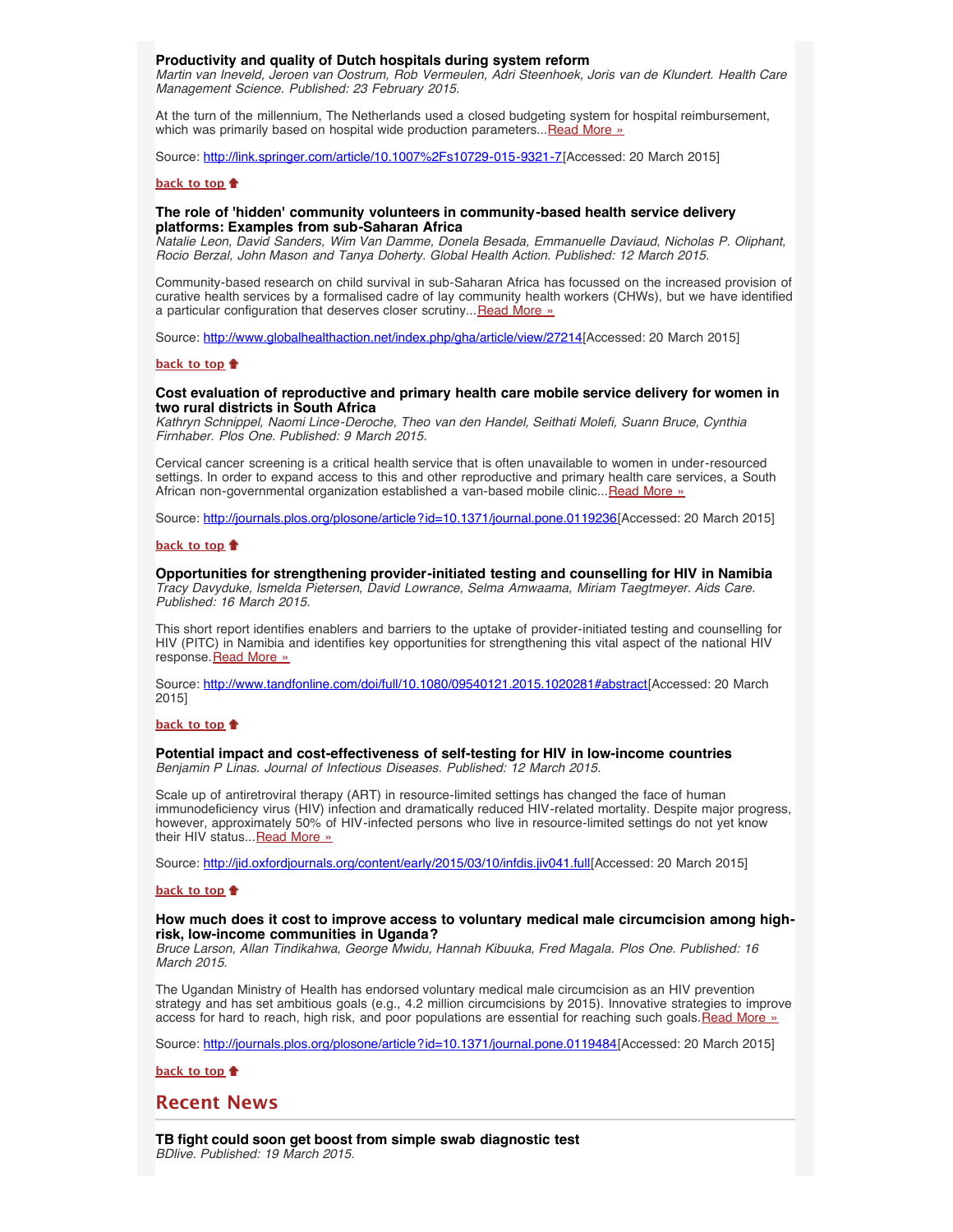**Productivity and quality of Dutch hospitals during system reform**
*Martin van Ineveld, Jeroen van Oostrum, Rob Vermeulen, Adri Steenhoek, Joris van de Klundert. Health Care Management Science. Published: 23 February 2015.*

At the turn of the millennium, The Netherlands used a closed budgeting system for hospital reimbursement, which was primarily based on hospital wide production parameters...Read More »

Source: http://link.springer.com/article/10.1007%2Fs10729-015-9321-7[Accessed: 20 March 2015]

**back to top**

**The role of 'hidden' community volunteers in community-based health service delivery platforms: Examples from sub-Saharan Africa**
*Natalie Leon, David Sanders, Wim Van Damme, Donela Besada, Emmanuelle Daviaud, Nicholas P. Oliphant, Rocio Berzal, John Mason and Tanya Doherty. Global Health Action. Published: 12 March 2015.*

Community-based research on child survival in sub-Saharan Africa has focussed on the increased provision of curative health services by a formalised cadre of lay community health workers (CHWs), but we have identified a particular configuration that deserves closer scrutiny...Read More »

Source: http://www.globalhealthaction.net/index.php/gha/article/view/27214[Accessed: 20 March 2015]

**back to top**

**Cost evaluation of reproductive and primary health care mobile service delivery for women in two rural districts in South Africa**
*Kathryn Schnippel, Naomi Lince-Deroche, Theo van den Handel, Seithati Molefi, Suann Bruce, Cynthia Firnhaber. Plos One. Published: 9 March 2015.*

Cervical cancer screening is a critical health service that is often unavailable to women in under-resourced settings. In order to expand access to this and other reproductive and primary health care services, a South African non-governmental organization established a van-based mobile clinic...Read More »

Source: http://journals.plos.org/plosone/article?id=10.1371/journal.pone.0119236[Accessed: 20 March 2015]

**back to top**

**Opportunities for strengthening provider-initiated testing and counselling for HIV in Namibia**
*Tracy Davyduke, Ismelda Pietersen, David Lowrance, Selma Amwaama, Miriam Taegtmeyer. Aids Care. Published: 16 March 2015.*

This short report identifies enablers and barriers to the uptake of provider-initiated testing and counselling for HIV (PITC) in Namibia and identifies key opportunities for strengthening this vital aspect of the national HIV response.Read More »

Source: http://www.tandfonline.com/doi/full/10.1080/09540121.2015.1020281#abstract[Accessed: 20 March 2015]

**back to top**

**Potential impact and cost-effectiveness of self-testing for HIV in low-income countries**
*Benjamin P Linas. Journal of Infectious Diseases. Published: 12 March 2015.*

Scale up of antiretroviral therapy (ART) in resource-limited settings has changed the face of human immunodeficiency virus (HIV) infection and dramatically reduced HIV-related mortality. Despite major progress, however, approximately 50% of HIV-infected persons who live in resource-limited settings do not yet know their HIV status...Read More »

Source: http://jid.oxfordjournals.org/content/early/2015/03/10/infdis.jiv041.full[Accessed: 20 March 2015]

**back to top**

**How much does it cost to improve access to voluntary medical male circumcision among high-risk, low-income communities in Uganda?**
*Bruce Larson, Allan Tindikahwa, George Mwidu, Hannah Kibuuka, Fred Magala. Plos One. Published: 16 March 2015.*

The Ugandan Ministry of Health has endorsed voluntary medical male circumcision as an HIV prevention strategy and has set ambitious goals (e.g., 4.2 million circumcisions by 2015). Innovative strategies to improve access for hard to reach, high risk, and poor populations are essential for reaching such goals.Read More »

Source: http://journals.plos.org/plosone/article?id=10.1371/journal.pone.0119484[Accessed: 20 March 2015]

**back to top**

## Recent News

**TB fight could soon get boost from simple swab diagnostic test**
*BDlive. Published: 19 March 2015.*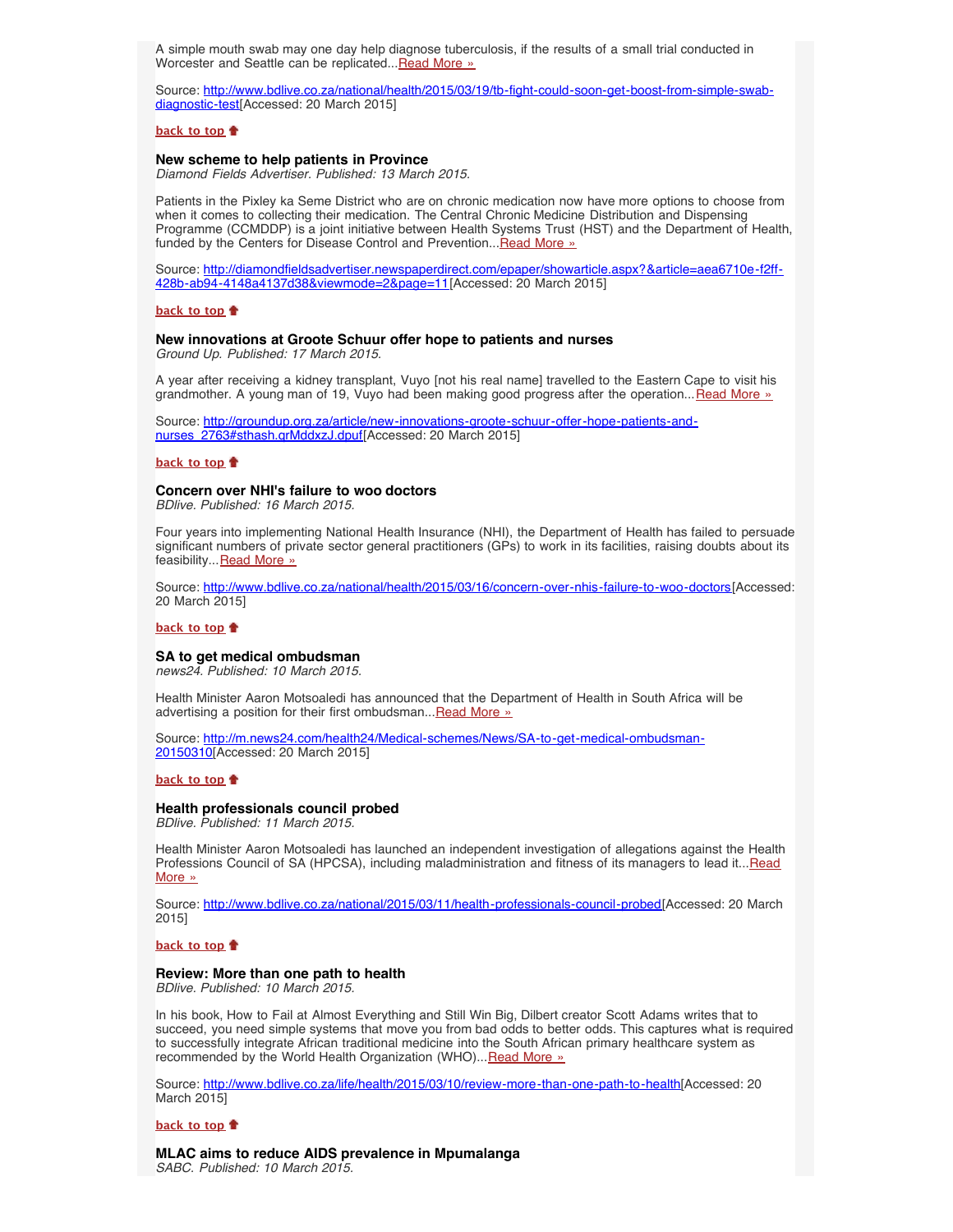A simple mouth swab may one day help diagnose tuberculosis, if the results of a small trial conducted in Worcester and Seattle can be replicated...[Read More »](http://www.bdlive.co.za/national/health/2015/03/19/tb-fight-could-soon-get-boost-from-simple-swab-diagnostic-test)

Source: [http://www.bdlive.co.za/national/health/2015/03/19/tb-fight-could-soon-get-boost-from-simple-swab-diagnostic-test](http://www.bdlive.co.za/national/health/2015/03/19/tb-fight-could-soon-get-boost-from-simple-swab-diagnostic-test)[Accessed: 20 March 2015]

**back to top**

### New scheme to help patients in Province

*Diamond Fields Advertiser. Published: 13 March 2015.*

Patients in the Pixley ka Seme District who are on chronic medication now have more options to choose from when it comes to collecting their medication. The Central Chronic Medicine Distribution and Dispensing Programme (CCMDDP) is a joint initiative between Health Systems Trust (HST) and the Department of Health, funded by the Centers for Disease Control and Prevention...Read More »

Source: [http://diamondfieldsadvertiser.newspaperdirect.com/epaper/showarticle.aspx?&article=aea6710e-f2ff-428b-ab94-4148a4137d38&viewmode=2&page=11](http://diamondfieldsadvertiser.newspaperdirect.com/epaper/showarticle.aspx?&article=aea6710e-f2ff-428b-ab94-4148a4137d38&viewmode=2&page=11)[Accessed: 20 March 2015]

**back to top**

### New innovations at Groote Schuur offer hope to patients and nurses

*Ground Up. Published: 17 March 2015.*

A year after receiving a kidney transplant, Vuyo [not his real name] travelled to the Eastern Cape to visit his grandmother. A young man of 19, Vuyo had been making good progress after the operation...Read More »

Source: [http://groundup.org.za/article/new-innovations-groote-schuur-offer-hope-patients-and-nurses_2763#sthash.qrMddxzJ.dpuf](http://groundup.org.za/article/new-innovations-groote-schuur-offer-hope-patients-and-nurses_2763#sthash.qrMddxzJ.dpuf)[Accessed: 20 March 2015]

**back to top**

### Concern over NHI's failure to woo doctors

*BDlive. Published: 16 March 2015.*

Four years into implementing National Health Insurance (NHI), the Department of Health has failed to persuade significant numbers of private sector general practitioners (GPs) to work in its facilities, raising doubts about its feasibility...Read More »

Source: [http://www.bdlive.co.za/national/health/2015/03/16/concern-over-nhis-failure-to-woo-doctors](http://www.bdlive.co.za/national/health/2015/03/16/concern-over-nhis-failure-to-woo-doctors)[Accessed: 20 March 2015]

**back to top**

### SA to get medical ombudsman

*news24. Published: 10 March 2015.*

Health Minister Aaron Motsoaledi has announced that the Department of Health in South Africa will be advertising a position for their first ombudsman...Read More »

Source: [http://m.news24.com/health24/Medical-schemes/News/SA-to-get-medical-ombudsman-20150310](http://m.news24.com/health24/Medical-schemes/News/SA-to-get-medical-ombudsman-20150310)[Accessed: 20 March 2015]

**back to top**

### Health professionals council probed

*BDlive. Published: 11 March 2015.*

Health Minister Aaron Motsoaledi has launched an independent investigation of allegations against the Health Professions Council of SA (HPCSA), including maladministration and fitness of its managers to lead it...Read More »

Source: [http://www.bdlive.co.za/national/2015/03/11/health-professionals-council-probed](http://www.bdlive.co.za/national/2015/03/11/health-professionals-council-probed)[Accessed: 20 March 2015]

**back to top**

### Review: More than one path to health

*BDlive. Published: 10 March 2015.*

In his book, How to Fail at Almost Everything and Still Win Big, Dilbert creator Scott Adams writes that to succeed, you need simple systems that move you from bad odds to better odds. This captures what is required to successfully integrate African traditional medicine into the South African primary healthcare system as recommended by the World Health Organization (WHO)...Read More »

Source: [http://www.bdlive.co.za/life/health/2015/03/10/review-more-than-one-path-to-health](http://www.bdlive.co.za/life/health/2015/03/10/review-more-than-one-path-to-health)[Accessed: 20 March 2015]

**back to top**

### MLAC aims to reduce AIDS prevalence in Mpumalanga

*SABC. Published: 10 March 2015.*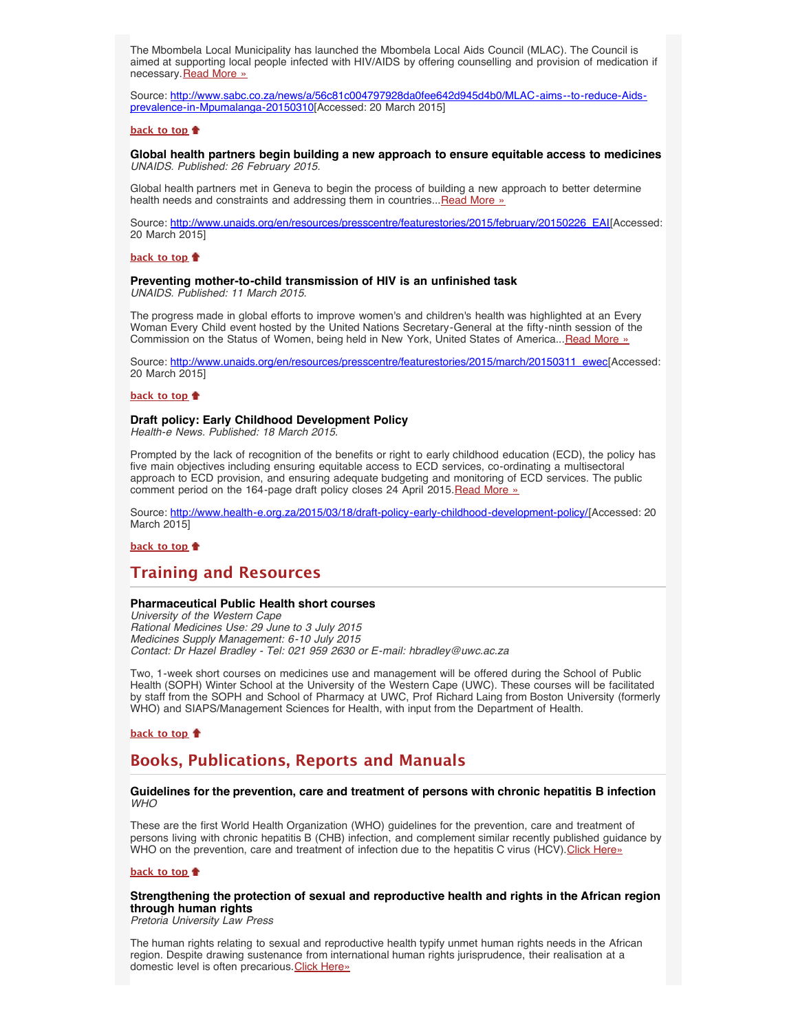The Mbombela Local Municipality has launched the Mbombela Local Aids Council (MLAC). The Council is aimed at supporting local people infected with HIV/AIDS by offering counselling and provision of medication if necessary. Read More »

Source: http://www.sabc.co.za/news/a/56c81c004797928da0fee642d945d4b0/MLAC-aims--to-reduce-Aids-prevalence-in-Mpumalanga-20150310[Accessed: 20 March 2015]

**back to top**

**Global health partners begin building a new approach to ensure equitable access to medicines**
*UNAIDS. Published: 26 February 2015.*

Global health partners met in Geneva to begin the process of building a new approach to better determine health needs and constraints and addressing them in countries... Read More »

Source: http://www.unaids.org/en/resources/presscentre/featurestories/2015/february/20150226_EAI[Accessed: 20 March 2015]

**back to top**

**Preventing mother-to-child transmission of HIV is an unfinished task**
*UNAIDS. Published: 11 March 2015.*

The progress made in global efforts to improve women's and children's health was highlighted at an Every Woman Every Child event hosted by the United Nations Secretary-General at the fifty-ninth session of the Commission on the Status of Women, being held in New York, United States of America... Read More »

Source: http://www.unaids.org/en/resources/presscentre/featurestories/2015/march/20150311_ewec[Accessed: 20 March 2015]

**back to top**

**Draft policy: Early Childhood Development Policy**
*Health-e News. Published: 18 March 2015.*

Prompted by the lack of recognition of the benefits or right to early childhood education (ECD), the policy has five main objectives including ensuring equitable access to ECD services, co-ordinating a multisectoral approach to ECD provision, and ensuring adequate budgeting and monitoring of ECD services. The public comment period on the 164-page draft policy closes 24 April 2015. Read More »

Source: http://www.health-e.org.za/2015/03/18/draft-policy-early-childhood-development-policy/[Accessed: 20 March 2015]

**back to top**

## Training and Resources

**Pharmaceutical Public Health short courses**
*University of the Western Cape*
*Rational Medicines Use: 29 June to 3 July 2015*
*Medicines Supply Management: 6-10 July 2015*
*Contact: Dr Hazel Bradley - Tel: 021 959 2630 or E-mail: hbradley@uwc.ac.za*

Two, 1-week short courses on medicines use and management will be offered during the School of Public Health (SOPH) Winter School at the University of the Western Cape (UWC). These courses will be facilitated by staff from the SOPH and School of Pharmacy at UWC, Prof Richard Laing from Boston University (formerly WHO) and SIAPS/Management Sciences for Health, with input from the Department of Health.

**back to top**

## Books, Publications, Reports and Manuals

**Guidelines for the prevention, care and treatment of persons with chronic hepatitis B infection**
*WHO*

These are the first World Health Organization (WHO) guidelines for the prevention, care and treatment of persons living with chronic hepatitis B (CHB) infection, and complement similar recently published guidance by WHO on the prevention, care and treatment of infection due to the hepatitis C virus (HCV). Click Here»

**back to top**

**Strengthening the protection of sexual and reproductive health and rights in the African region through human rights**
*Pretoria University Law Press*

The human rights relating to sexual and reproductive health typify unmet human rights needs in the African region. Despite drawing sustenance from international human rights jurisprudence, their realisation at a domestic level is often precarious. Click Here»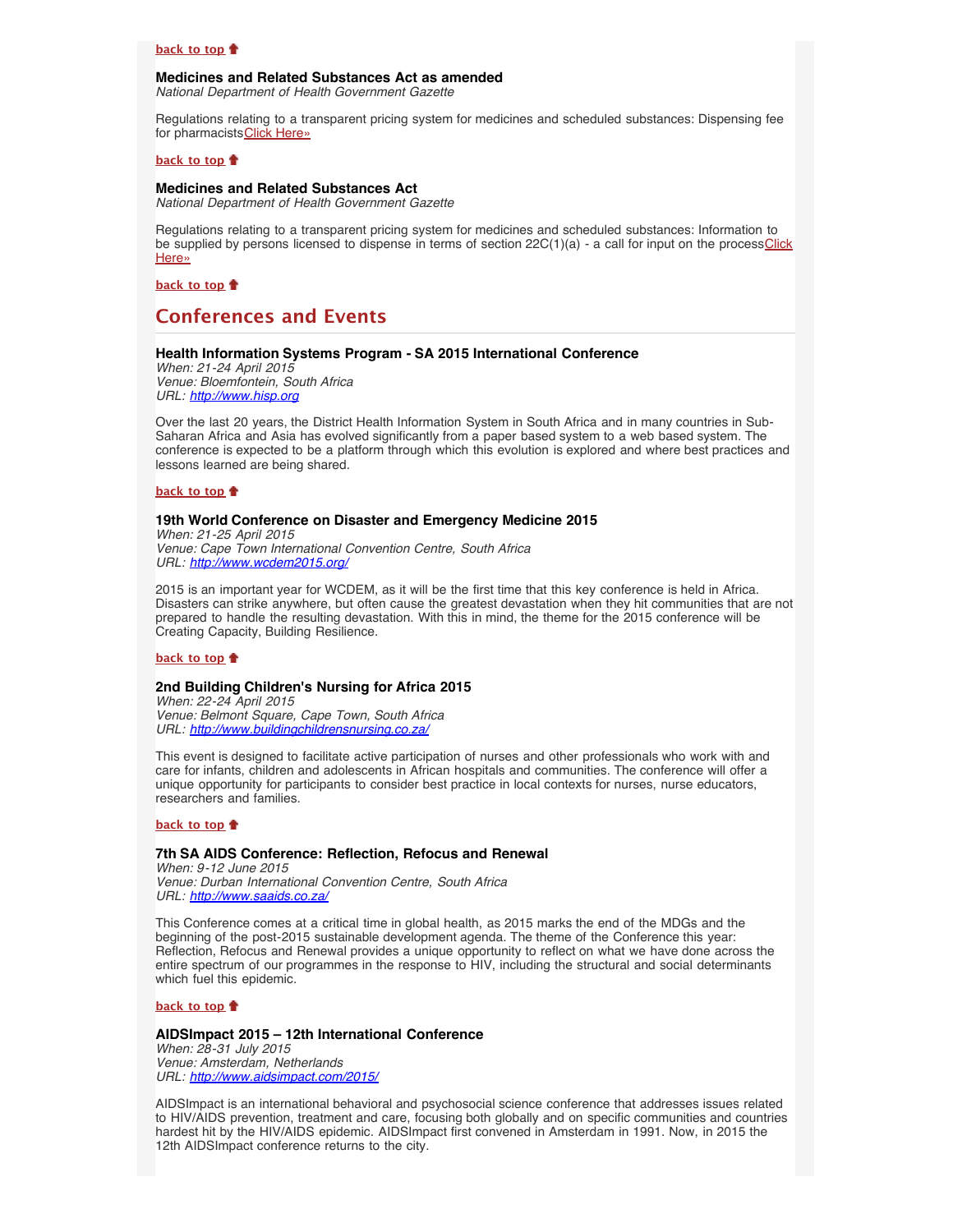[back to top](#)

**Medicines and Related Substances Act as amended**
*National Department of Health Government Gazette*

Regulations relating to a transparent pricing system for medicines and scheduled substances: Dispensing fee for pharmacists[Click Here»](#)

[back to top](#)

**Medicines and Related Substances Act**
*National Department of Health Government Gazette*

Regulations relating to a transparent pricing system for medicines and scheduled substances: Information to be supplied by persons licensed to dispense in terms of section 22C(1)(a) - a call for input on the process[Click Here»](#)

[back to top](#)

## Conferences and Events

**Health Information Systems Program - SA 2015 International Conference**
*When: 21-24 April 2015*
*Venue: Bloemfontein, South Africa*
*URL: [http://www.hisp.org](http://www.hisp.org)*

Over the last 20 years, the District Health Information System in South Africa and in many countries in Sub-Saharan Africa and Asia has evolved significantly from a paper based system to a web based system. The conference is expected to be a platform through which this evolution is explored and where best practices and lessons learned are being shared.

[back to top](#)

**19th World Conference on Disaster and Emergency Medicine 2015**
*When: 21-25 April 2015*
*Venue: Cape Town International Convention Centre, South Africa*
*URL: [http://www.wcdem2015.org/](http://www.wcdem2015.org/)*

2015 is an important year for WCDEM, as it will be the first time that this key conference is held in Africa. Disasters can strike anywhere, but often cause the greatest devastation when they hit communities that are not prepared to handle the resulting devastation. With this in mind, the theme for the 2015 conference will be Creating Capacity, Building Resilience.

[back to top](#)

**2nd Building Children's Nursing for Africa 2015**
*When: 22-24 April 2015*
*Venue: Belmont Square, Cape Town, South Africa*
*URL: [http://www.buildingchildrensnursing.co.za/](http://www.buildingchildrensnursing.co.za/)*

This event is designed to facilitate active participation of nurses and other professionals who work with and care for infants, children and adolescents in African hospitals and communities. The conference will offer a unique opportunity for participants to consider best practice in local contexts for nurses, nurse educators, researchers and families.

[back to top](#)

**7th SA AIDS Conference: Reflection, Refocus and Renewal**
*When: 9-12 June 2015*
*Venue: Durban International Convention Centre, South Africa*
*URL: [http://www.saaids.co.za/](http://www.saaids.co.za/)*

This Conference comes at a critical time in global health, as 2015 marks the end of the MDGs and the beginning of the post-2015 sustainable development agenda. The theme of the Conference this year: Reflection, Refocus and Renewal provides a unique opportunity to reflect on what we have done across the entire spectrum of our programmes in the response to HIV, including the structural and social determinants which fuel this epidemic.

[back to top](#)

**AIDSImpact 2015 – 12th International Conference**
*When: 28-31 July 2015*
*Venue: Amsterdam, Netherlands*
*URL: [http://www.aidsimpact.com/2015/](http://www.aidsimpact.com/2015/)*

AIDSImpact is an international behavioral and psychosocial science conference that addresses issues related to HIV/AIDS prevention, treatment and care, focusing both globally and on specific communities and countries hardest hit by the HIV/AIDS epidemic. AIDSImpact first convened in Amsterdam in 1991. Now, in 2015 the 12th AIDSImpact conference returns to the city.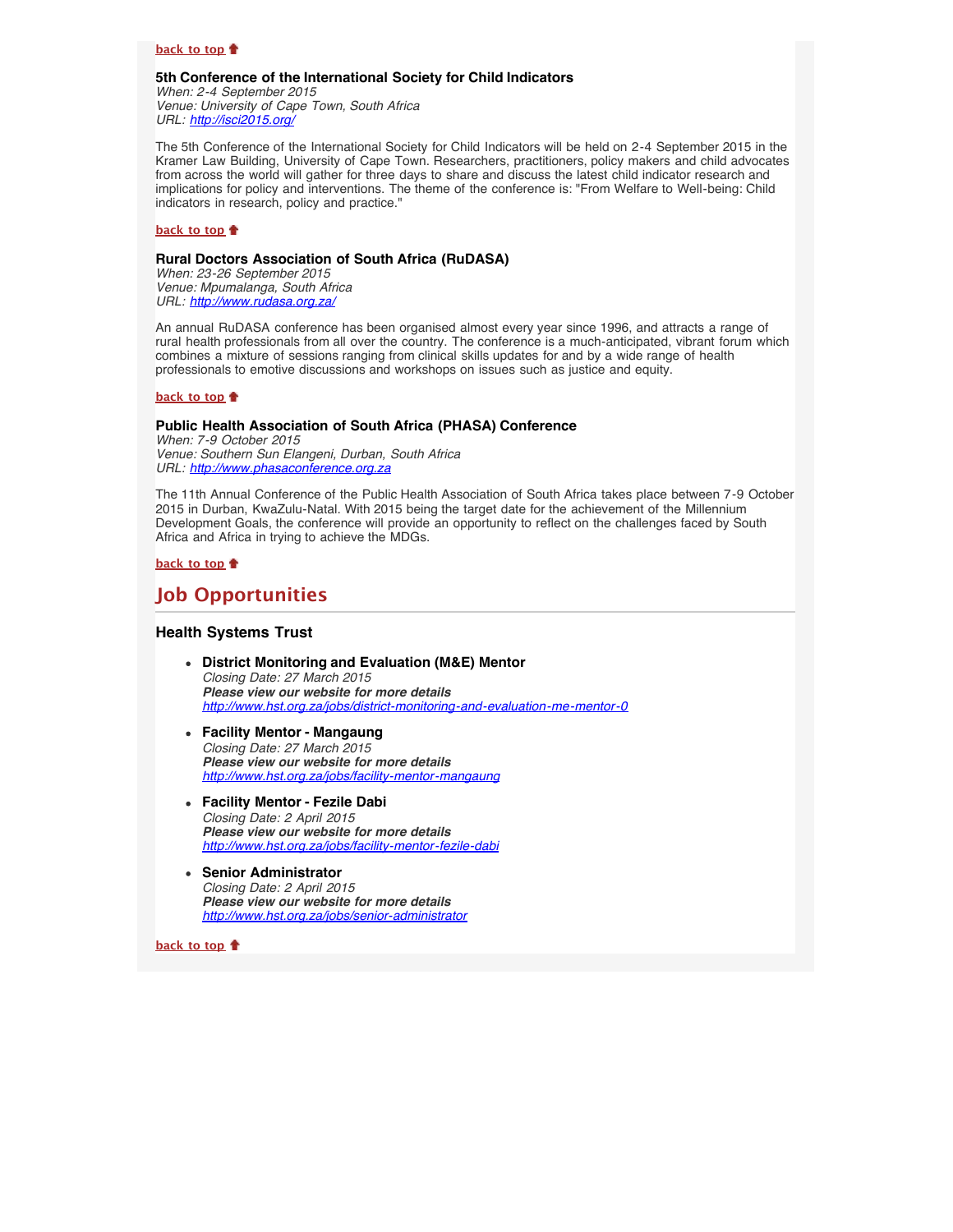[back to top](#)

### 5th Conference of the International Society for Child Indicators

*When: 2-4 September 2015*
*Venue: University of Cape Town, South Africa*
*URL: [http://isci2015.org/](http://isci2015.org/)*

The 5th Conference of the International Society for Child Indicators will be held on 2-4 September 2015 in the Kramer Law Building, University of Cape Town. Researchers, practitioners, policy makers and child advocates from across the world will gather for three days to share and discuss the latest child indicator research and implications for policy and interventions. The theme of the conference is: "From Welfare to Well-being: Child indicators in research, policy and practice."

[back to top](#)

### Rural Doctors Association of South Africa (RuDASA)

*When: 23-26 September 2015*
*Venue: Mpumalanga, South Africa*
*URL: [http://www.rudasa.org.za/](http://www.rudasa.org.za/)*

An annual RuDASA conference has been organised almost every year since 1996, and attracts a range of rural health professionals from all over the country. The conference is a much-anticipated, vibrant forum which combines a mixture of sessions ranging from clinical skills updates for and by a wide range of health professionals to emotive discussions and workshops on issues such as justice and equity.

[back to top](#)

### Public Health Association of South Africa (PHASA) Conference

*When: 7-9 October 2015*
*Venue: Southern Sun Elangeni, Durban, South Africa*
*URL: [http://www.phasaconference.org.za](http://www.phasaconference.org.za)*

The 11th Annual Conference of the Public Health Association of South Africa takes place between 7-9 October 2015 in Durban, KwaZulu-Natal. With 2015 being the target date for the achievement of the Millennium Development Goals, the conference will provide an opportunity to reflect on the challenges faced by South Africa and Africa in trying to achieve the MDGs.

[back to top](#)

## Job Opportunities

### Health Systems Trust

- **District Monitoring and Evaluation (M&E) Mentor**
  *Closing Date: 27 March 2015*
  ***Please view our website for more details***
  *[http://www.hst.org.za/jobs/district-monitoring-and-evaluation-me-mentor-0](http://www.hst.org.za/jobs/district-monitoring-and-evaluation-me-mentor-0)*

- **Facility Mentor - Mangaung**
  *Closing Date: 27 March 2015*
  ***Please view our website for more details***
  *[http://www.hst.org.za/jobs/facility-mentor-mangaung](http://www.hst.org.za/jobs/facility-mentor-mangaung)*

- **Facility Mentor - Fezile Dabi**
  *Closing Date: 2 April 2015*
  ***Please view our website for more details***
  *[http://www.hst.org.za/jobs/facility-mentor-fezile-dabi](http://www.hst.org.za/jobs/facility-mentor-fezile-dabi)*

- **Senior Administrator**
  *Closing Date: 2 April 2015*
  ***Please view our website for more details***
  *[http://www.hst.org.za/jobs/senior-administrator](http://www.hst.org.za/jobs/senior-administrator)*

[back to top](#)